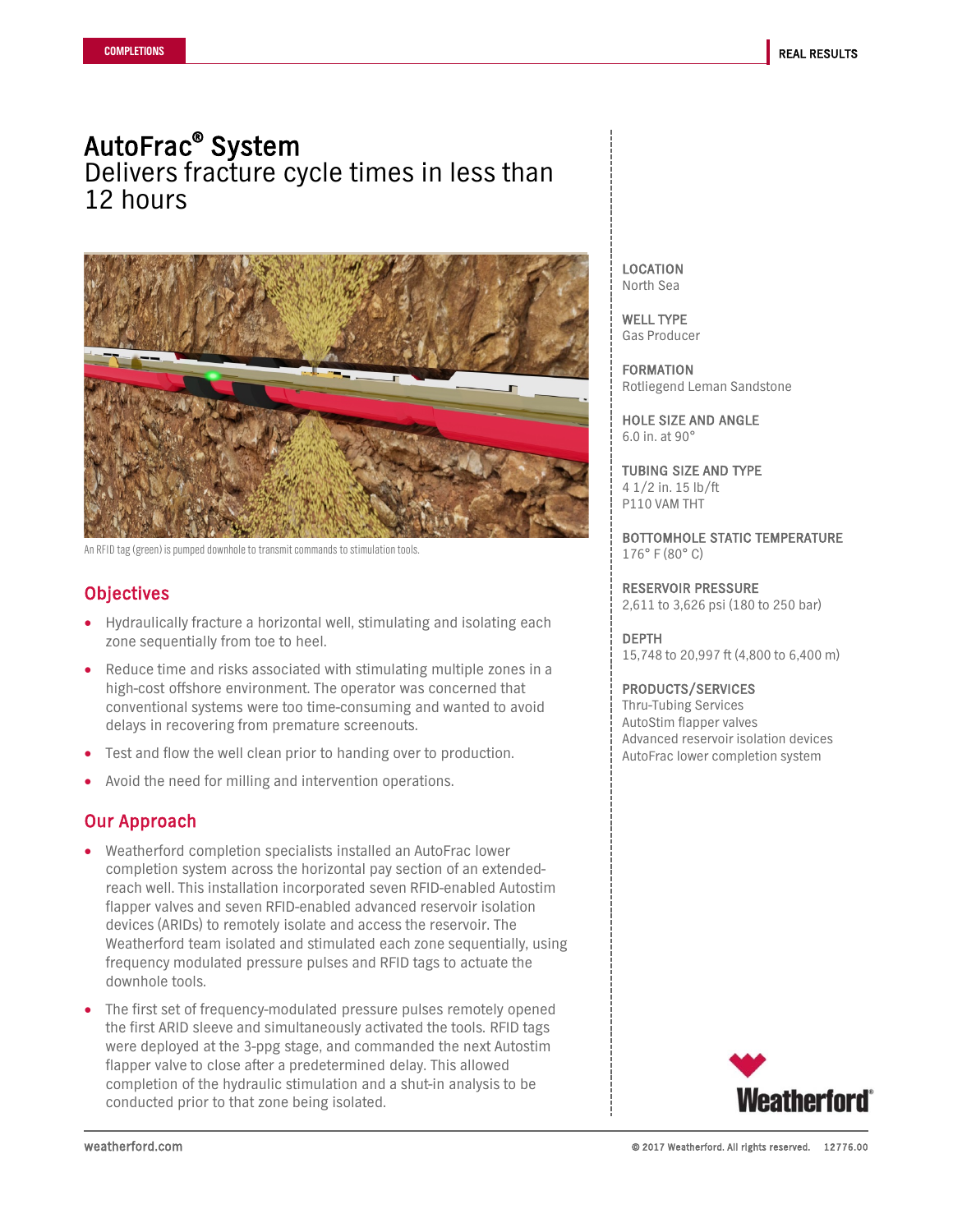COMPLETIONS

REAL RESULTS

# AutoFrac® System
## Delivers fracture cycle times in less than 12 hours

An RFID tag (green) is pumped downhole to transmit commands to stimulation tools.

## Objectives

- Hydraulically fracture a horizontal well, stimulating and isolating each zone sequentially from toe to heel.
- Reduce time and risks associated with stimulating multiple zones in a high-cost offshore environment. The operator was concerned that conventional systems were too time-consuming and wanted to avoid delays in recovering from premature screenouts.
- Test and flow the well clean prior to handing over to production.
- Avoid the need for milling and intervention operations.

## Our Approach

- Weatherford completion specialists installed an AutoFrac lower completion system across the horizontal pay section of an extended-reach well. This installation incorporated seven RFID-enabled Autostim flapper valves and seven RFID-enabled advanced reservoir isolation devices (ARIDs) to remotely isolate and access the reservoir. The Weatherford team isolated and stimulated each zone sequentially, using frequency modulated pressure pulses and RFID tags to actuate the downhole tools.
- The first set of frequency-modulated pressure pulses remotely opened the first ARID sleeve and simultaneously activated the tools. RFID tags were deployed at the 3-ppg stage, and commanded the next Autostim flapper valve to close after a predetermined delay. This allowed completion of the hydraulic stimulation and a shut-in analysis to be conducted prior to that zone being isolated.

**LOCATION**
North Sea

**WELL TYPE**
Gas Producer

**FORMATION**
Rotliegend Leman Sandstone

**HOLE SIZE AND ANGLE**
6.0 in. at 90°

**TUBING SIZE AND TYPE**
4 1/2 in. 15 lb/ft
P110 VAM THT

**BOTTOMHOLE STATIC TEMPERATURE**
176° F (80° C)

**RESERVOIR PRESSURE**
2,611 to 3,626 psi (180 to 250 bar)

**DEPTH**
15,748 to 20,997 ft (4,800 to 6,400 m)

**PRODUCTS/SERVICES**
Thru-Tubing Services
AutoStim flapper valves
Advanced reservoir isolation devices
AutoFrac lower completion system

weatherford.com

© 2017 Weatherford. All rights reserved. 12776.00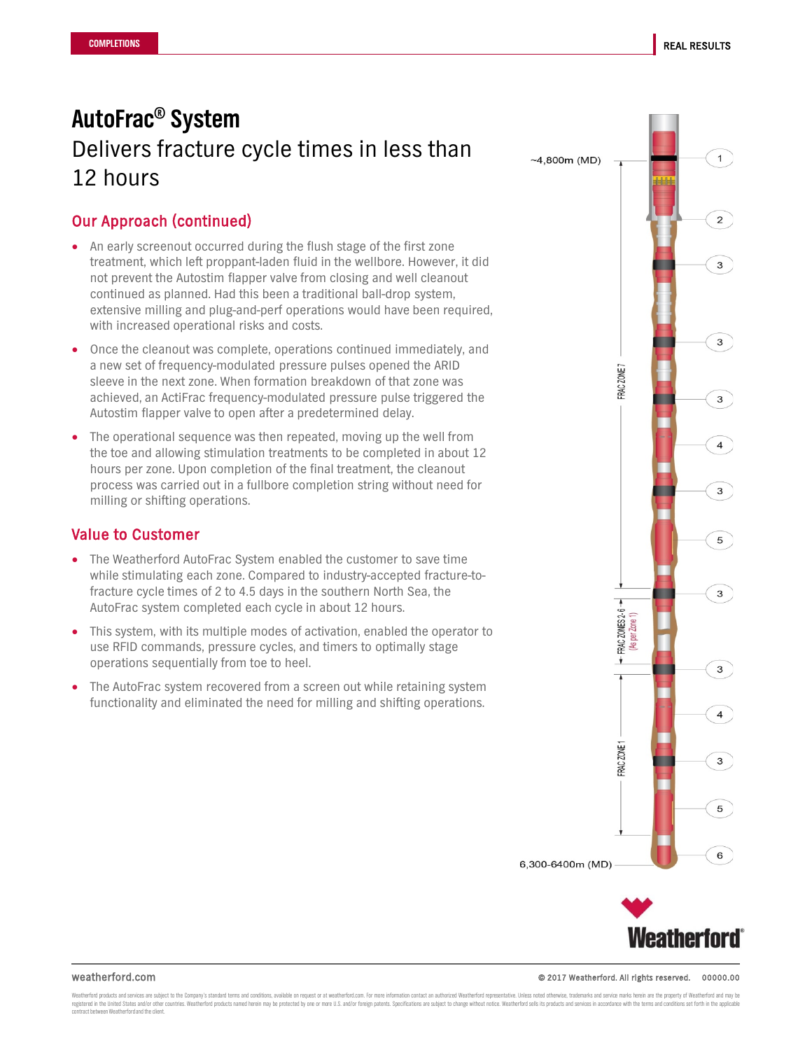# AutoFrac® System

Delivers fracture cycle times in less than 12 hours

## Our Approach (continued)

- An early screenout occurred during the flush stage of the first zone treatment, which left proppant-laden fluid in the wellbore. However, it did not prevent the Autostim flapper valve from closing and well cleanout continued as planned. Had this been a traditional ball-drop system, extensive milling and plug-and-perf operations would have been required, with increased operational risks and costs.
- Once the cleanout was complete, operations continued immediately, and a new set of frequency-modulated pressure pulses opened the ARID sleeve in the next zone. When formation breakdown of that zone was achieved, an ActiFrac frequency-modulated pressure pulse triggered the Autostim flapper valve to open after a predetermined delay.
- The operational sequence was then repeated, moving up the well from the toe and allowing stimulation treatments to be completed in about 12 hours per zone. Upon completion of the final treatment, the cleanout process was carried out in a fullbore completion string without need for milling or shifting operations.

## Value to Customer

- The Weatherford AutoFrac System enabled the customer to save time while stimulating each zone. Compared to industry-accepted fracture-to-fracture cycle times of 2 to 4.5 days in the southern North Sea, the AutoFrac system completed each cycle in about 12 hours.
- This system, with its multiple modes of activation, enabled the operator to use RFID commands, pressure cycles, and timers to optimally stage operations sequentially from toe to heel.
- The AutoFrac system recovered from a screen out while retaining system functionality and eliminated the need for milling and shifting operations.

~4,800m (MD)

FRAC ZONE 7

FRAC ZONES 2-6 (As per Zone 1)

FRAC ZONE 1

6,300-6400m (MD)

1
2
3
3
3
4
3
5
3
3
4
3
5
6

Weatherford®

weatherford.com

© 2017 Weatherford. All rights reserved. 00000.00

Weatherford products and services are subject to the Company's standard terms and conditions, available on request or at weatherford.com. For more information contact an authorized Weatherford representative. Unless noted otherwise, trademarks and service marks herein are the property of Weatherford and may be registered in the United States and/or other countries. Weatherford products named herein may be protected by one or more U.S. and/or foreign patents. Specifications are subject to change without notice. Weatherford sells its products and services in accordance with the terms and conditions set forth in the applicable contract between Weatherford and the client.